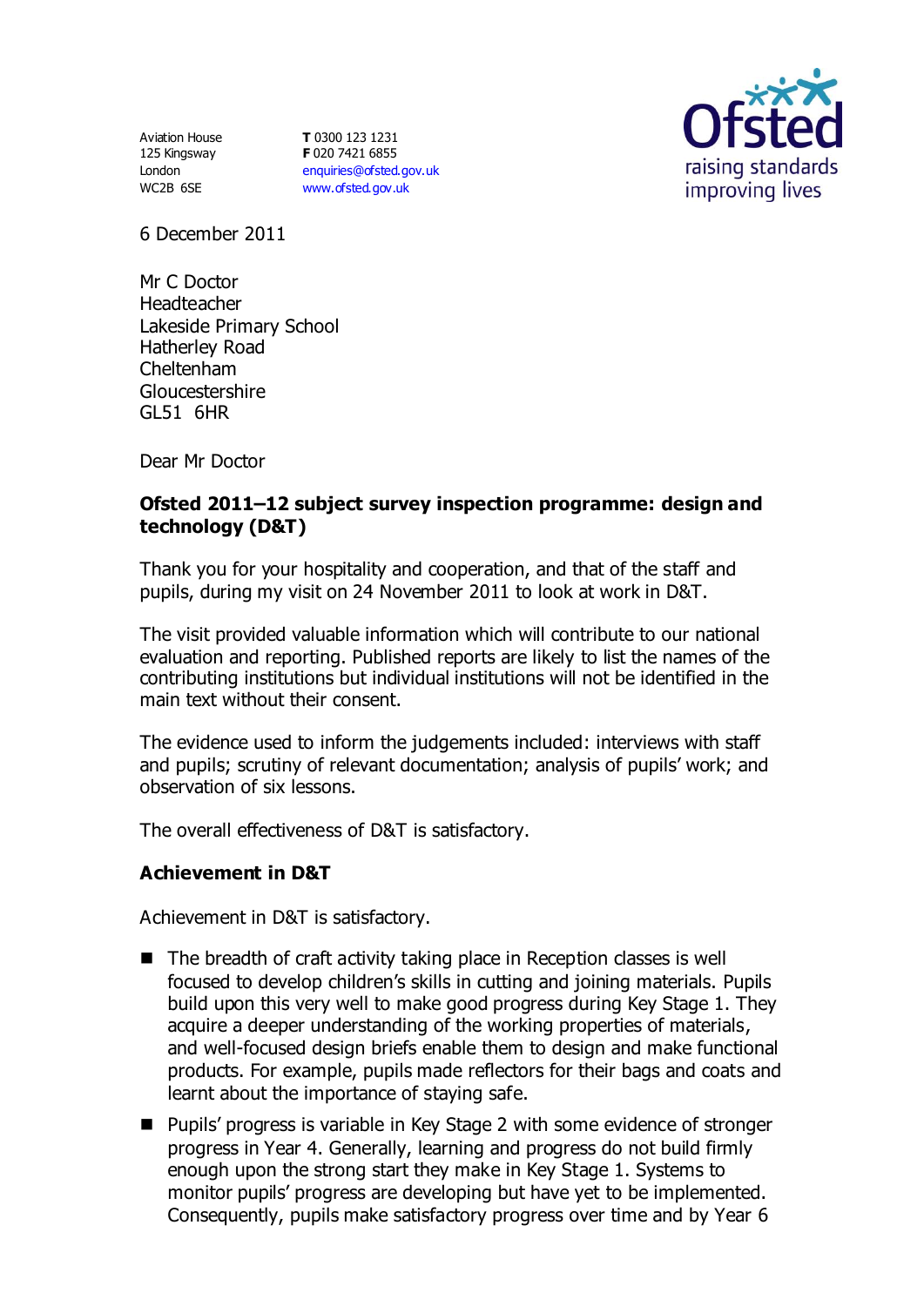Aviation House
125 Kingsway
London
WC2B 6SE

**T** 0300 123 1231
**F** 020 7421 6855
enquiries@ofsted.gov.uk
www.ofsted.gov.uk

Ofsted
raising standards
improving lives

6 December 2011

Mr C Doctor
Headteacher
Lakeside Primary School
Hatherley Road
Cheltenham
Gloucestershire
GL51 6HR

Dear Mr Doctor

**Ofsted 2011–12 subject survey inspection programme: design and technology (D&T)**

Thank you for your hospitality and cooperation, and that of the staff and pupils, during my visit on 24 November 2011 to look at work in D&T.

The visit provided valuable information which will contribute to our national evaluation and reporting. Published reports are likely to list the names of the contributing institutions but individual institutions will not be identified in the main text without their consent.

The evidence used to inform the judgements included: interviews with staff and pupils; scrutiny of relevant documentation; analysis of pupils' work; and observation of six lessons.

The overall effectiveness of D&T is satisfactory.

**Achievement in D&T**

Achievement in D&T is satisfactory.

- The breadth of craft activity taking place in Reception classes is well focused to develop children's skills in cutting and joining materials. Pupils build upon this very well to make good progress during Key Stage 1. They acquire a deeper understanding of the working properties of materials, and well-focused design briefs enable them to design and make functional products. For example, pupils made reflectors for their bags and coats and learnt about the importance of staying safe.
- Pupils' progress is variable in Key Stage 2 with some evidence of stronger progress in Year 4. Generally, learning and progress do not build firmly enough upon the strong start they make in Key Stage 1. Systems to monitor pupils' progress are developing but have yet to be implemented. Consequently, pupils make satisfactory progress over time and by Year 6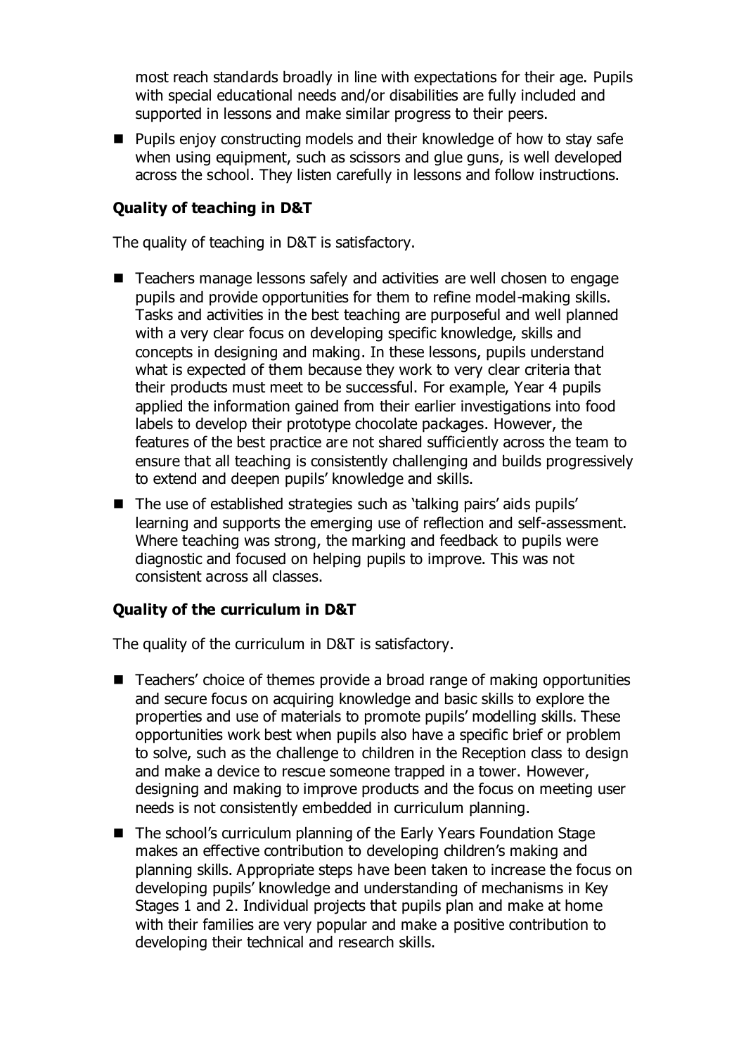most reach standards broadly in line with expectations for their age. Pupils with special educational needs and/or disabilities are fully included and supported in lessons and make similar progress to their peers.

- Pupils enjoy constructing models and their knowledge of how to stay safe when using equipment, such as scissors and glue guns, is well developed across the school. They listen carefully in lessons and follow instructions.

### Quality of teaching in D&T

The quality of teaching in D&T is satisfactory.

- Teachers manage lessons safely and activities are well chosen to engage pupils and provide opportunities for them to refine model-making skills. Tasks and activities in the best teaching are purposeful and well planned with a very clear focus on developing specific knowledge, skills and concepts in designing and making. In these lessons, pupils understand what is expected of them because they work to very clear criteria that their products must meet to be successful. For example, Year 4 pupils applied the information gained from their earlier investigations into food labels to develop their prototype chocolate packages. However, the features of the best practice are not shared sufficiently across the team to ensure that all teaching is consistently challenging and builds progressively to extend and deepen pupils' knowledge and skills.
- The use of established strategies such as 'talking pairs' aids pupils' learning and supports the emerging use of reflection and self-assessment. Where teaching was strong, the marking and feedback to pupils were diagnostic and focused on helping pupils to improve. This was not consistent across all classes.

### Quality of the curriculum in D&T

The quality of the curriculum in D&T is satisfactory.

- Teachers' choice of themes provide a broad range of making opportunities and secure focus on acquiring knowledge and basic skills to explore the properties and use of materials to promote pupils' modelling skills. These opportunities work best when pupils also have a specific brief or problem to solve, such as the challenge to children in the Reception class to design and make a device to rescue someone trapped in a tower. However, designing and making to improve products and the focus on meeting user needs is not consistently embedded in curriculum planning.
- The school's curriculum planning of the Early Years Foundation Stage makes an effective contribution to developing children's making and planning skills. Appropriate steps have been taken to increase the focus on developing pupils' knowledge and understanding of mechanisms in Key Stages 1 and 2. Individual projects that pupils plan and make at home with their families are very popular and make a positive contribution to developing their technical and research skills.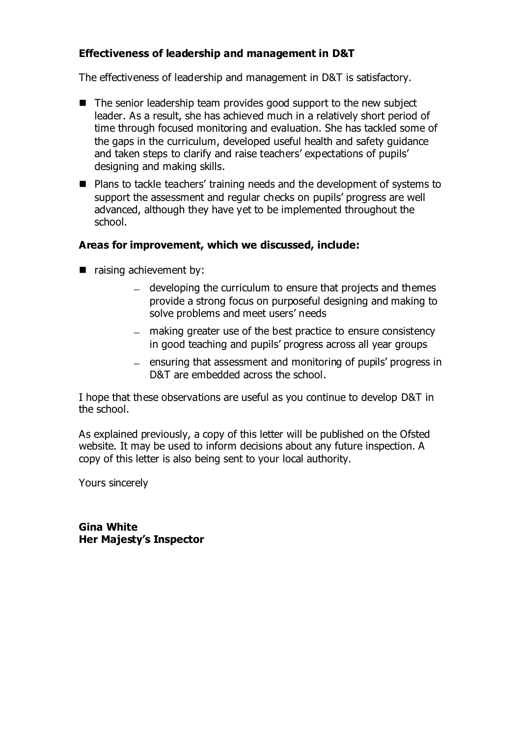**Effectiveness of leadership and management in D&T**

The effectiveness of leadership and management in D&T is satisfactory.

- The senior leadership team provides good support to the new subject leader. As a result, she has achieved much in a relatively short period of time through focused monitoring and evaluation. She has tackled some of the gaps in the curriculum, developed useful health and safety guidance and taken steps to clarify and raise teachers' expectations of pupils' designing and making skills.
- Plans to tackle teachers' training needs and the development of systems to support the assessment and regular checks on pupils' progress are well advanced, although they have yet to be implemented throughout the school.

**Areas for improvement, which we discussed, include:**

- raising achievement by:
  - developing the curriculum to ensure that projects and themes provide a strong focus on purposeful designing and making to solve problems and meet users' needs
  - making greater use of the best practice to ensure consistency in good teaching and pupils' progress across all year groups
  - ensuring that assessment and monitoring of pupils' progress in D&T are embedded across the school.

I hope that these observations are useful as you continue to develop D&T in the school.

As explained previously, a copy of this letter will be published on the Ofsted website. It may be used to inform decisions about any future inspection. A copy of this letter is also being sent to your local authority.

Yours sincerely

**Gina White**
**Her Majesty's Inspector**